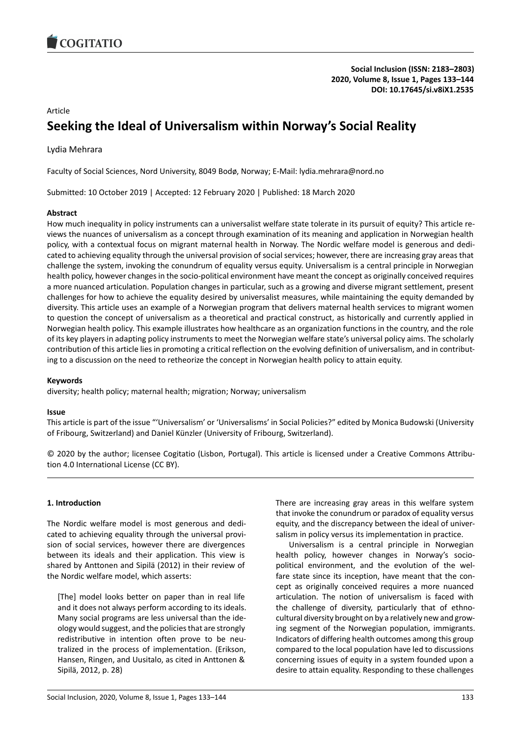Article

# Seeking the Ideal of Universalism within Norway's Social Reality

Lydia Mehrara

Faculty of Social Sciences, Nord University, 8049 Bodø, Norway; E-Mail: lydia.mehrara@nord.no

Submitted: 10 October 2019 | Accepted: 12 February 2020 | Published: 18 March 2020

### Abstract

How much inequality in policy instruments can a universalist welfare state tolerate in its pursuit of equity? This article reviews the nuances of universalism as a concept through examination of its meaning and application in Norwegian health policy, with a contextual focus on migrant maternal health in Norway. The Nordic welfare model is generous and dedicated to achieving equality through the universal provision of social services; however, there are increasing gray areas that challenge the system, invoking the conundrum of equality versus equity. Universalism is a central principle in Norwegian health policy, however changes in the socio-political environment have meant the concept as originally conceived requires a more nuanced articulation. Population changes in particular, such as a growing and diverse migrant settlement, present challenges for how to achieve the equality desired by universalist measures, while maintaining the equity demanded by diversity. This article uses an example of a Norwegian program that delivers maternal health services to migrant women to question the concept of universalism as a theoretical and practical construct, as historically and currently applied in Norwegian health policy. This example illustrates how healthcare as an organization functions in the country, and the role of its key players in adapting policy instruments to meet the Norwegian welfare state's universal policy aims. The scholarly contribution of this article lies in promoting a critical reflection on the evolving definition of universalism, and in contributing to a discussion on the need to retheorize the concept in Norwegian health policy to attain equity.

### Keywords

diversity; health policy; maternal health; migration; Norway; universalism

### Issue

This article is part of the issue "'Universalism' or 'Universalisms' in Social Policies?" edited by Monica Budowski (University of Fribourg, Switzerland) and Daniel Künzler (University of Fribourg, Switzerland).

© 2020 by the author; licensee Cogitatio (Lisbon, Portugal). This article is licensed under a Creative Commons Attribution 4.0 International License (CC BY).

## 1. Introduction

The Nordic welfare model is most generous and dedicated to achieving equality through the universal provision of social services, however there are divergences between its ideals and their application. This view is shared by Anttonen and Sipilä (2012) in their review of the Nordic welfare model, which asserts:

> [The] model looks better on paper than in real life and it does not always perform according to its ideals. Many social programs are less universal than the ideology would suggest, and the policies that are strongly redistributive in intention often prove to be neutralized in the process of implementation. (Erikson, Hansen, Ringen, and Uusitalo, as cited in Anttonen & Sipilä, 2012, p. 28)

There are increasing gray areas in this welfare system that invoke the conundrum or paradox of equality versus equity, and the discrepancy between the ideal of universalism in policy versus its implementation in practice.

Universalism is a central principle in Norwegian health policy, however changes in Norway's socio-political environment, and the evolution of the welfare state since its inception, have meant that the concept as originally conceived requires a more nuanced articulation. The notion of universalism is faced with the challenge of diversity, particularly that of ethno-cultural diversity brought on by a relatively new and growing segment of the Norwegian population, immigrants. Indicators of differing health outcomes among this group compared to the local population have led to discussions concerning issues of equity in a system founded upon a desire to attain equality. Responding to these challenges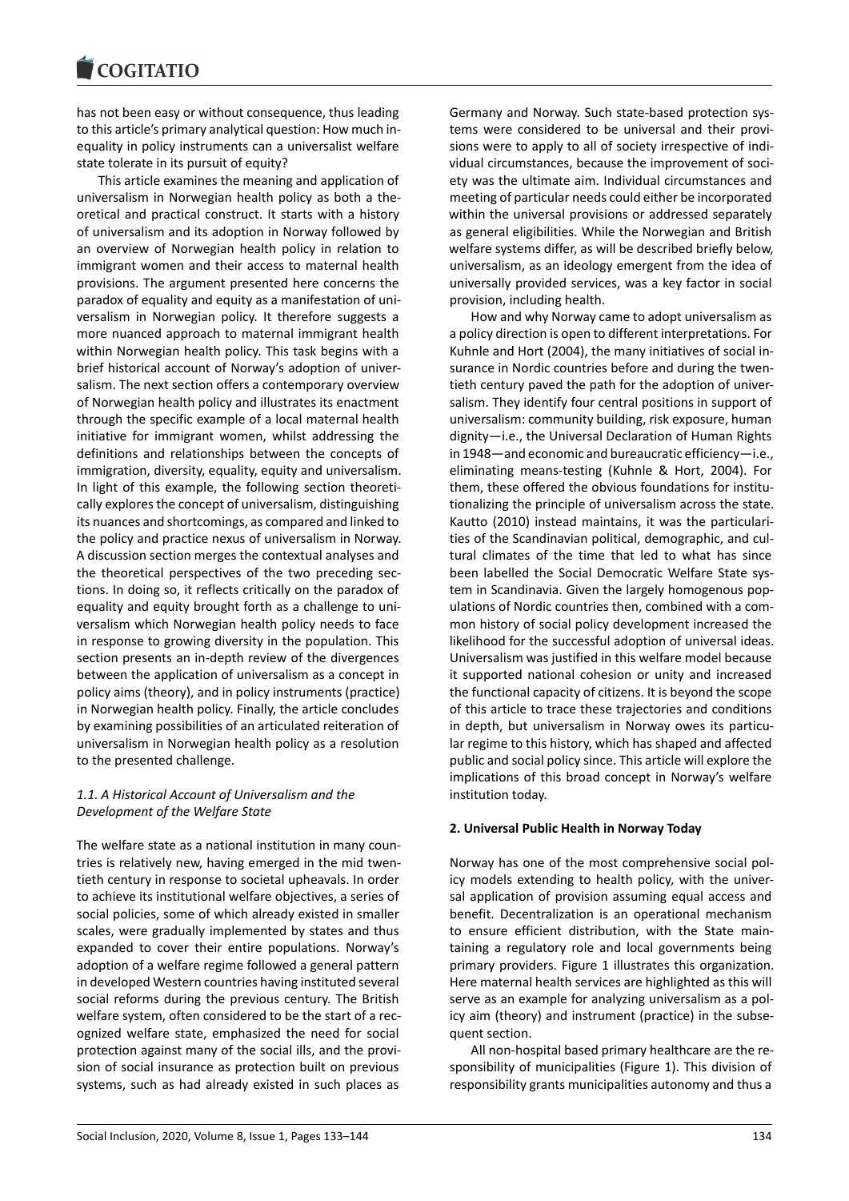has not been easy or without consequence, thus leading to this article's primary analytical question: How much inequality in policy instruments can a universalist welfare state tolerate in its pursuit of equity?

This article examines the meaning and application of universalism in Norwegian health policy as both a theoretical and practical construct. It starts with a history of universalism and its adoption in Norway followed by an overview of Norwegian health policy in relation to immigrant women and their access to maternal health provisions. The argument presented here concerns the paradox of equality and equity as a manifestation of universalism in Norwegian policy. It therefore suggests a more nuanced approach to maternal immigrant health within Norwegian health policy. This task begins with a brief historical account of Norway's adoption of universalism. The next section offers a contemporary overview of Norwegian health policy and illustrates its enactment through the specific example of a local maternal health initiative for immigrant women, whilst addressing the definitions and relationships between the concepts of immigration, diversity, equality, equity and universalism. In light of this example, the following section theoretically explores the concept of universalism, distinguishing its nuances and shortcomings, as compared and linked to the policy and practice nexus of universalism in Norway. A discussion section merges the contextual analyses and the theoretical perspectives of the two preceding sections. In doing so, it reflects critically on the paradox of equality and equity brought forth as a challenge to universalism which Norwegian health policy needs to face in response to growing diversity in the population. This section presents an in-depth review of the divergences between the application of universalism as a concept in policy aims (theory), and in policy instruments (practice) in Norwegian health policy. Finally, the article concludes by examining possibilities of an articulated reiteration of universalism in Norwegian health policy as a resolution to the presented challenge.

### *1.1. A Historical Account of Universalism and the Development of the Welfare State*

The welfare state as a national institution in many countries is relatively new, having emerged in the mid twentieth century in response to societal upheavals. In order to achieve its institutional welfare objectives, a series of social policies, some of which already existed in smaller scales, were gradually implemented by states and thus expanded to cover their entire populations. Norway's adoption of a welfare regime followed a general pattern in developed Western countries having instituted several social reforms during the previous century. The British welfare system, often considered to be the start of a recognized welfare state, emphasized the need for social protection against many of the social ills, and the provision of social insurance as protection built on previous systems, such as had already existed in such places as Germany and Norway. Such state-based protection systems were considered to be universal and their provisions were to apply to all of society irrespective of individual circumstances, because the improvement of society was the ultimate aim. Individual circumstances and meeting of particular needs could either be incorporated within the universal provisions or addressed separately as general eligibilities. While the Norwegian and British welfare systems differ, as will be described briefly below, universalism, as an ideology emergent from the idea of universally provided services, was a key factor in social provision, including health.

How and why Norway came to adopt universalism as a policy direction is open to different interpretations. For Kuhnle and Hort (2004), the many initiatives of social insurance in Nordic countries before and during the twentieth century paved the path for the adoption of universalism. They identify four central positions in support of universalism: community building, risk exposure, human dignity—i.e., the Universal Declaration of Human Rights in 1948—and economic and bureaucratic efficiency—i.e., eliminating means-testing (Kuhnle & Hort, 2004). For them, these offered the obvious foundations for institutionalizing the principle of universalism across the state. Kautto (2010) instead maintains, it was the particularities of the Scandinavian political, demographic, and cultural climates of the time that led to what has since been labelled the Social Democratic Welfare State system in Scandinavia. Given the largely homogenous populations of Nordic countries then, combined with a common history of social policy development increased the likelihood for the successful adoption of universal ideas. Universalism was justified in this welfare model because it supported national cohesion or unity and increased the functional capacity of citizens. It is beyond the scope of this article to trace these trajectories and conditions in depth, but universalism in Norway owes its particular regime to this history, which has shaped and affected public and social policy since. This article will explore the implications of this broad concept in Norway's welfare institution today.

## **2. Universal Public Health in Norway Today**

Norway has one of the most comprehensive social policy models extending to health policy, with the universal application of provision assuming equal access and benefit. Decentralization is an operational mechanism to ensure efficient distribution, with the State maintaining a regulatory role and local governments being primary providers. Figure 1 illustrates this organization. Here maternal health services are highlighted as this will serve as an example for analyzing universalism as a policy aim (theory) and instrument (practice) in the subsequent section.

All non-hospital based primary healthcare are the responsibility of municipalities (Figure 1). This division of responsibility grants municipalities autonomy and thus a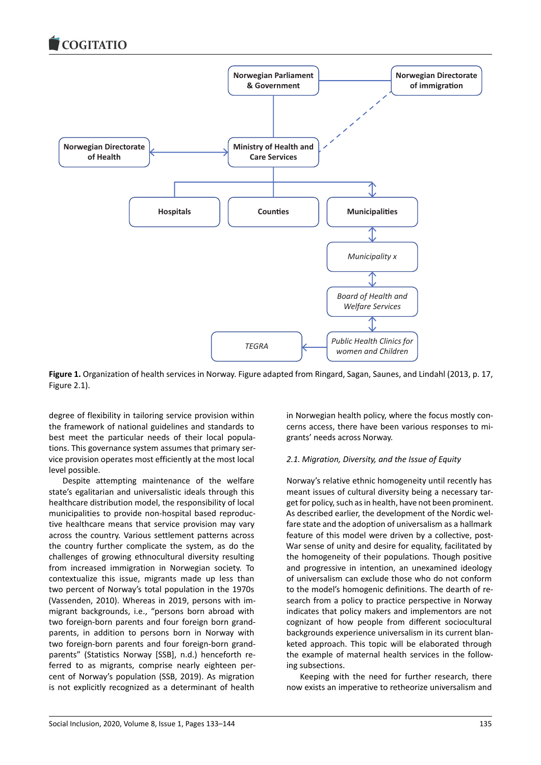**Figure 1.** Organization of health services in Norway. Figure adapted from Ringard, Sagan, Saunes, and Lindahl (2013, p. 17, Figure 2.1).

degree of flexibility in tailoring service provision within the framework of national guidelines and standards to best meet the particular needs of their local populations. This governance system assumes that primary service provision operates most efficiently at the most local level possible.

Despite attempting maintenance of the welfare state's egalitarian and universalistic ideals through this healthcare distribution model, the responsibility of local municipalities to provide non-hospital based reproductive healthcare means that service provision may vary across the country. Various settlement patterns across the country further complicate the system, as do the challenges of growing ethnocultural diversity resulting from increased immigration in Norwegian society. To contextualize this issue, migrants made up less than two percent of Norway's total population in the 1970s (Vassenden, 2010). Whereas in 2019, persons with immigrant backgrounds, i.e., "persons born abroad with two foreign-born parents and four foreign born grandparents, in addition to persons born in Norway with two foreign-born parents and four foreign-born grandparents" (Statistics Norway [SSB], n.d.) henceforth referred to as migrants, comprise nearly eighteen percent of Norway's population (SSB, 2019). As migration is not explicitly recognized as a determinant of health in Norwegian health policy, where the focus mostly concerns access, there have been various responses to migrants' needs across Norway.

### *2.1. Migration, Diversity, and the Issue of Equity*

Norway's relative ethnic homogeneity until recently has meant issues of cultural diversity being a necessary target for policy, such as in health, have not been prominent. As described earlier, the development of the Nordic welfare state and the adoption of universalism as a hallmark feature of this model were driven by a collective, post-War sense of unity and desire for equality, facilitated by the homogeneity of their populations. Though positive and progressive in intention, an unexamined ideology of universalism can exclude those who do not conform to the model's homogenic definitions. The dearth of research from a policy to practice perspective in Norway indicates that policy makers and implementors are not cognizant of how people from different sociocultural backgrounds experience universalism in its current blanketed approach. This topic will be elaborated through the example of maternal health services in the following subsections.

Keeping with the need for further research, there now exists an imperative to retheorize universalism and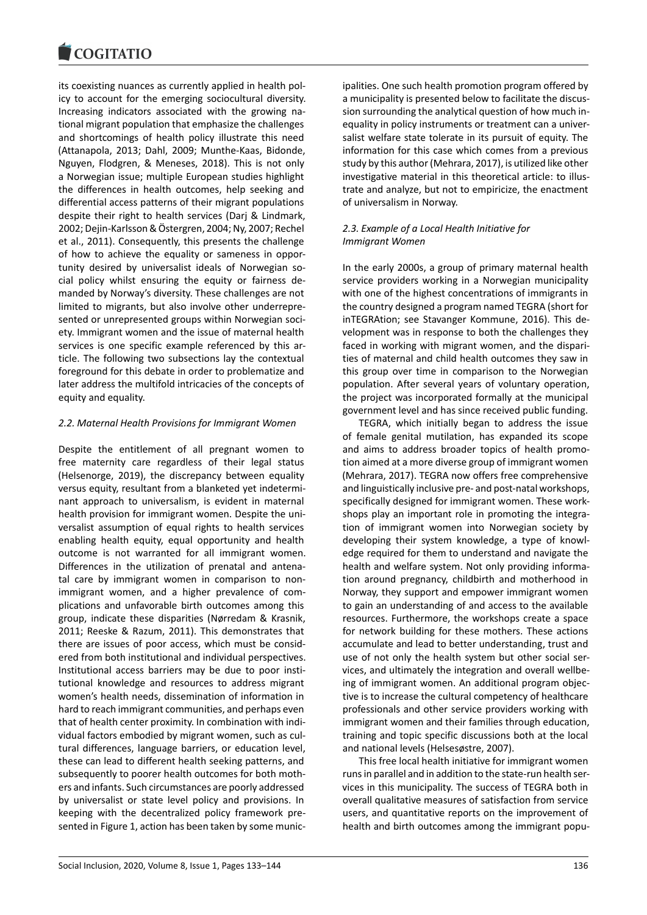its coexisting nuances as currently applied in health policy to account for the emerging sociocultural diversity. Increasing indicators associated with the growing national migrant population that emphasize the challenges and shortcomings of health policy illustrate this need (Attanapola, 2013; Dahl, 2009; Munthe-Kaas, Bidonde, Nguyen, Flodgren, & Meneses, 2018). This is not only a Norwegian issue; multiple European studies highlight the differences in health outcomes, help seeking and differential access patterns of their migrant populations despite their right to health services (Darj & Lindmark, 2002; Dejin-Karlsson & Östergren, 2004; Ny, 2007; Rechel et al., 2011). Consequently, this presents the challenge of how to achieve the equality or sameness in opportunity desired by universalist ideals of Norwegian social policy whilst ensuring the equity or fairness demanded by Norway's diversity. These challenges are not limited to migrants, but also involve other underrepresented or unrepresented groups within Norwegian society. Immigrant women and the issue of maternal health services is one specific example referenced by this article. The following two subsections lay the contextual foreground for this debate in order to problematize and later address the multifold intricacies of the concepts of equity and equality.

### *2.2. Maternal Health Provisions for Immigrant Women*

Despite the entitlement of all pregnant women to free maternity care regardless of their legal status (Helsenorge, 2019), the discrepancy between equality versus equity, resultant from a blanketed yet indeterminant approach to universalism, is evident in maternal health provision for immigrant women. Despite the universalist assumption of equal rights to health services enabling health equity, equal opportunity and health outcome is not warranted for all immigrant women. Differences in the utilization of prenatal and antenatal care by immigrant women in comparison to non-immigrant women, and a higher prevalence of complications and unfavorable birth outcomes among this group, indicate these disparities (Nørredam & Krasnik, 2011; Reeske & Razum, 2011). This demonstrates that there are issues of poor access, which must be considered from both institutional and individual perspectives. Institutional access barriers may be due to poor institutional knowledge and resources to address migrant women's health needs, dissemination of information in hard to reach immigrant communities, and perhaps even that of health center proximity. In combination with individual factors embodied by migrant women, such as cultural differences, language barriers, or education level, these can lead to different health seeking patterns, and subsequently to poorer health outcomes for both mothers and infants. Such circumstances are poorly addressed by universalist or state level policy and provisions. In keeping with the decentralized policy framework presented in Figure 1, action has been taken by some municipalities. One such health promotion program offered by a municipality is presented below to facilitate the discussion surrounding the analytical question of how much inequality in policy instruments or treatment can a universalist welfare state tolerate in its pursuit of equity. The information for this case which comes from a previous study by this author (Mehrara, 2017), is utilized like other investigative material in this theoretical article: to illustrate and analyze, but not to empiricize, the enactment of universalism in Norway.

### *2.3. Example of a Local Health Initiative for Immigrant Women*

In the early 2000s, a group of primary maternal health service providers working in a Norwegian municipality with one of the highest concentrations of immigrants in the country designed a program named TEGRA (short for inTEGRAtion; see Stavanger Kommune, 2016). This development was in response to both the challenges they faced in working with migrant women, and the disparities of maternal and child health outcomes they saw in this group over time in comparison to the Norwegian population. After several years of voluntary operation, the project was incorporated formally at the municipal government level and has since received public funding.

TEGRA, which initially began to address the issue of female genital mutilation, has expanded its scope and aims to address broader topics of health promotion aimed at a more diverse group of immigrant women (Mehrara, 2017). TEGRA now offers free comprehensive and linguistically inclusive pre- and post-natal workshops, specifically designed for immigrant women. These workshops play an important role in promoting the integration of immigrant women into Norwegian society by developing their system knowledge, a type of knowledge required for them to understand and navigate the health and welfare system. Not only providing information around pregnancy, childbirth and motherhood in Norway, they support and empower immigrant women to gain an understanding of and access to the available resources. Furthermore, the workshops create a space for network building for these mothers. These actions accumulate and lead to better understanding, trust and use of not only the health system but other social services, and ultimately the integration and overall wellbeing of immigrant women. An additional program objective is to increase the cultural competency of healthcare professionals and other service providers working with immigrant women and their families through education, training and topic specific discussions both at the local and national levels (Helsesøstre, 2007).

This free local health initiative for immigrant women runs in parallel and in addition to the state-run health services in this municipality. The success of TEGRA both in overall qualitative measures of satisfaction from service users, and quantitative reports on the improvement of health and birth outcomes among the immigrant popu-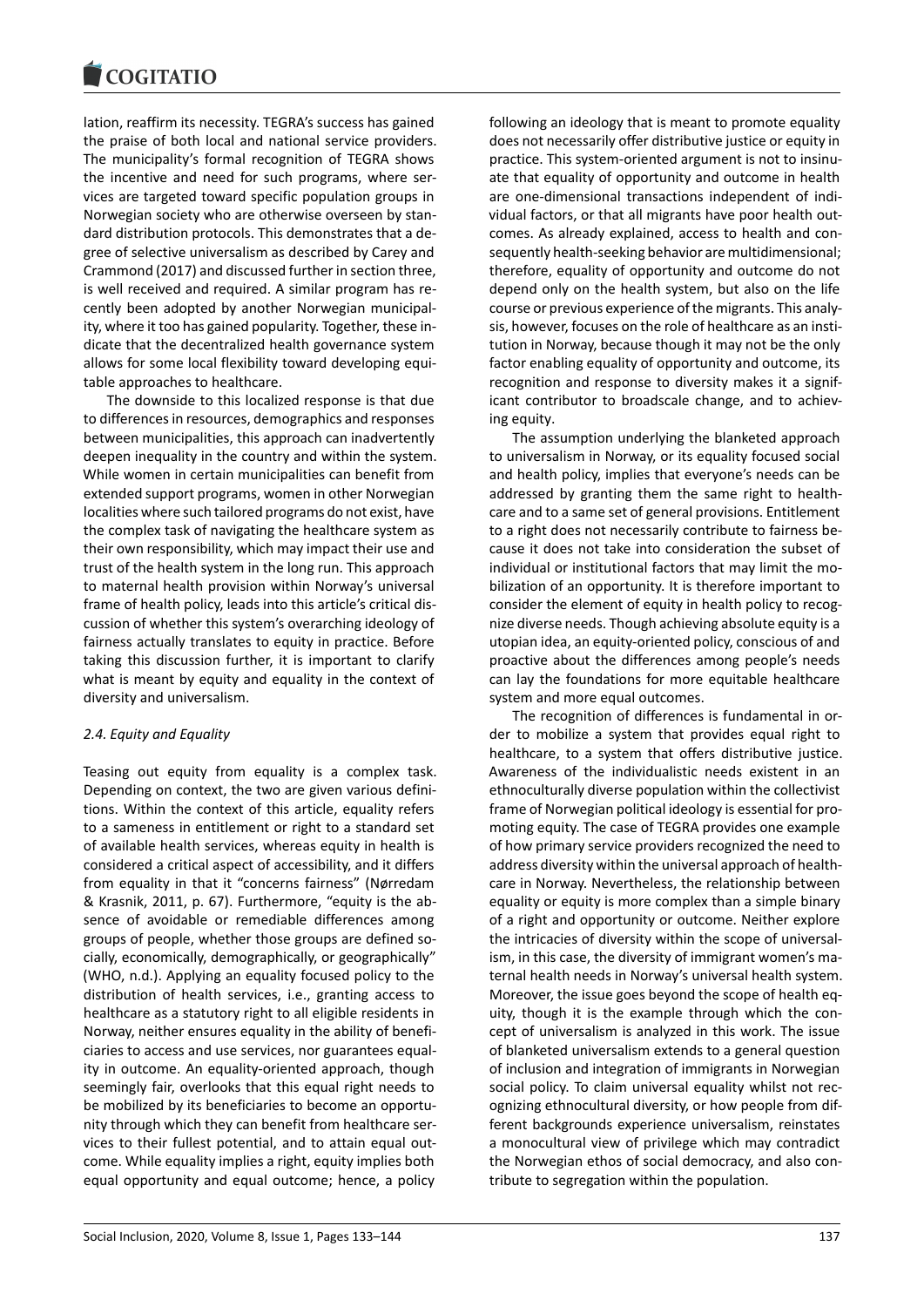lation, reaffirm its necessity. TEGRA's success has gained the praise of both local and national service providers. The municipality's formal recognition of TEGRA shows the incentive and need for such programs, where services are targeted toward specific population groups in Norwegian society who are otherwise overseen by standard distribution protocols. This demonstrates that a degree of selective universalism as described by Carey and Crammond (2017) and discussed further in section three, is well received and required. A similar program has recently been adopted by another Norwegian municipality, where it too has gained popularity. Together, these indicate that the decentralized health governance system allows for some local flexibility toward developing equitable approaches to healthcare.

The downside to this localized response is that due to differences in resources, demographics and responses between municipalities, this approach can inadvertently deepen inequality in the country and within the system. While women in certain municipalities can benefit from extended support programs, women in other Norwegian localities where such tailored programs do not exist, have the complex task of navigating the healthcare system as their own responsibility, which may impact their use and trust of the health system in the long run. This approach to maternal health provision within Norway's universal frame of health policy, leads into this article's critical discussion of whether this system's overarching ideology of fairness actually translates to equity in practice. Before taking this discussion further, it is important to clarify what is meant by equity and equality in the context of diversity and universalism.

### *2.4. Equity and Equality*

Teasing out equity from equality is a complex task. Depending on context, the two are given various definitions. Within the context of this article, equality refers to a sameness in entitlement or right to a standard set of available health services, whereas equity in health is considered a critical aspect of accessibility, and it differs from equality in that it "concerns fairness" (Nørredam & Krasnik, 2011, p. 67). Furthermore, "equity is the absence of avoidable or remediable differences among groups of people, whether those groups are defined socially, economically, demographically, or geographically" (WHO, n.d.). Applying an equality focused policy to the distribution of health services, i.e., granting access to healthcare as a statutory right to all eligible residents in Norway, neither ensures equality in the ability of beneficiaries to access and use services, nor guarantees equality in outcome. An equality-oriented approach, though seemingly fair, overlooks that this equal right needs to be mobilized by its beneficiaries to become an opportunity through which they can benefit from healthcare services to their fullest potential, and to attain equal outcome. While equality implies a right, equity implies both equal opportunity and equal outcome; hence, a policy following an ideology that is meant to promote equality does not necessarily offer distributive justice or equity in practice. This system-oriented argument is not to insinuate that equality of opportunity and outcome in health are one-dimensional transactions independent of individual factors, or that all migrants have poor health outcomes. As already explained, access to health and consequently health-seeking behavior are multidimensional; therefore, equality of opportunity and outcome do not depend only on the health system, but also on the life course or previous experience of the migrants. This analysis, however, focuses on the role of healthcare as an institution in Norway, because though it may not be the only factor enabling equality of opportunity and outcome, its recognition and response to diversity makes it a significant contributor to broadscale change, and to achieving equity.

The assumption underlying the blanketed approach to universalism in Norway, or its equality focused social and health policy, implies that everyone's needs can be addressed by granting them the same right to healthcare and to a same set of general provisions. Entitlement to a right does not necessarily contribute to fairness because it does not take into consideration the subset of individual or institutional factors that may limit the mobilization of an opportunity. It is therefore important to consider the element of equity in health policy to recognize diverse needs. Though achieving absolute equity is a utopian idea, an equity-oriented policy, conscious of and proactive about the differences among people's needs can lay the foundations for more equitable healthcare system and more equal outcomes.

The recognition of differences is fundamental in order to mobilize a system that provides equal right to healthcare, to a system that offers distributive justice. Awareness of the individualistic needs existent in an ethnoculturally diverse population within the collectivist frame of Norwegian political ideology is essential for promoting equity. The case of TEGRA provides one example of how primary service providers recognized the need to address diversity within the universal approach of healthcare in Norway. Nevertheless, the relationship between equality or equity is more complex than a simple binary of a right and opportunity or outcome. Neither explore the intricacies of diversity within the scope of universalism, in this case, the diversity of immigrant women's maternal health needs in Norway's universal health system. Moreover, the issue goes beyond the scope of health equity, though it is the example through which the concept of universalism is analyzed in this work. The issue of blanketed universalism extends to a general question of inclusion and integration of immigrants in Norwegian social policy. To claim universal equality whilst not recognizing ethnocultural diversity, or how people from different backgrounds experience universalism, reinstates a monocultural view of privilege which may contradict the Norwegian ethos of social democracy, and also contribute to segregation within the population.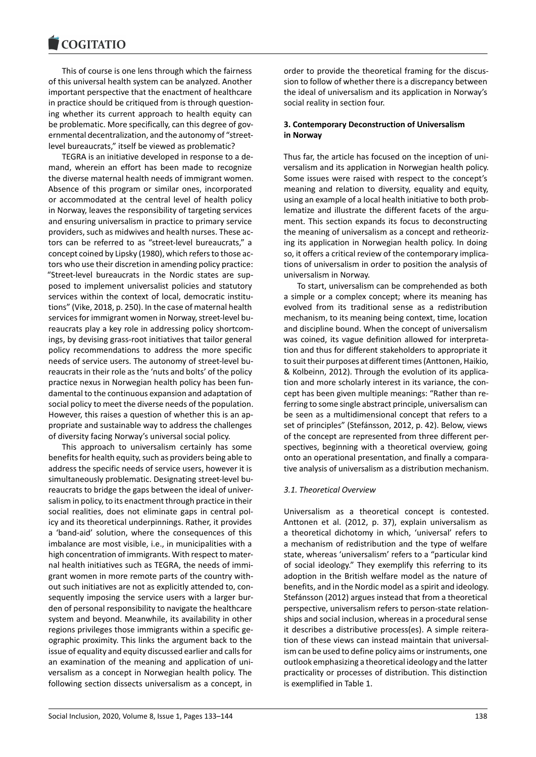This of course is one lens through which the fairness of this universal health system can be analyzed. Another important perspective that the enactment of healthcare in practice should be critiqued from is through questioning whether its current approach to health equity can be problematic. More specifically, can this degree of governmental decentralization, and the autonomy of "street-level bureaucrats," itself be viewed as problematic?

TEGRA is an initiative developed in response to a demand, wherein an effort has been made to recognize the diverse maternal health needs of immigrant women. Absence of this program or similar ones, incorporated or accommodated at the central level of health policy in Norway, leaves the responsibility of targeting services and ensuring universalism in practice to primary service providers, such as midwives and health nurses. These actors can be referred to as "street-level bureaucrats," a concept coined by Lipsky (1980), which refers to those actors who use their discretion in amending policy practice: "Street-level bureaucrats in the Nordic states are supposed to implement universalist policies and statutory services within the context of local, democratic institutions" (Vike, 2018, p. 250). In the case of maternal health services for immigrant women in Norway, street-level bureaucrats play a key role in addressing policy shortcomings, by devising grass-root initiatives that tailor general policy recommendations to address the more specific needs of service users. The autonomy of street-level bureaucrats in their role as the 'nuts and bolts' of the policy practice nexus in Norwegian health policy has been fundamental to the continuous expansion and adaptation of social policy to meet the diverse needs of the population. However, this raises a question of whether this is an appropriate and sustainable way to address the challenges of diversity facing Norway's universal social policy.

This approach to universalism certainly has some benefits for health equity, such as providers being able to address the specific needs of service users, however it is simultaneously problematic. Designating street-level bureaucrats to bridge the gaps between the ideal of universalism in policy, to its enactment through practice in their social realities, does not eliminate gaps in central policy and its theoretical underpinnings. Rather, it provides a 'band-aid' solution, where the consequences of this imbalance are most visible, i.e., in municipalities with a high concentration of immigrants. With respect to maternal health initiatives such as TEGRA, the needs of immigrant women in more remote parts of the country without such initiatives are not as explicitly attended to, consequently imposing the service users with a larger burden of personal responsibility to navigate the healthcare system and beyond. Meanwhile, its availability in other regions privileges those immigrants within a specific geographic proximity. This links the argument back to the issue of equality and equity discussed earlier and calls for an examination of the meaning and application of universalism as a concept in Norwegian health policy. The following section dissects universalism as a concept, in order to provide the theoretical framing for the discussion to follow of whether there is a discrepancy between the ideal of universalism and its application in Norway's social reality in section four.

## 3. Contemporary Deconstruction of Universalism in Norway

Thus far, the article has focused on the inception of universalism and its application in Norwegian health policy. Some issues were raised with respect to the concept's meaning and relation to diversity, equality and equity, using an example of a local health initiative to both problematize and illustrate the different facets of the argument. This section expands its focus to deconstructing the meaning of universalism as a concept and retheorizing its application in Norwegian health policy. In doing so, it offers a critical review of the contemporary implications of universalism in order to position the analysis of universalism in Norway.

To start, universalism can be comprehended as both a simple or a complex concept; where its meaning has evolved from its traditional sense as a redistribution mechanism, to its meaning being context, time, location and discipline bound. When the concept of universalism was coined, its vague definition allowed for interpretation and thus for different stakeholders to appropriate it to suit their purposes at different times (Anttonen, Haikio, & Kolbeinn, 2012). Through the evolution of its application and more scholarly interest in its variance, the concept has been given multiple meanings: "Rather than referring to some single abstract principle, universalism can be seen as a multidimensional concept that refers to a set of principles" (Stefánsson, 2012, p. 42). Below, views of the concept are represented from three different perspectives, beginning with a theoretical overview, going onto an operational presentation, and finally a comparative analysis of universalism as a distribution mechanism.

### 3.1. Theoretical Overview

Universalism as a theoretical concept is contested. Anttonen et al. (2012, p. 37), explain universalism as a theoretical dichotomy in which, 'universal' refers to a mechanism of redistribution and the type of welfare state, whereas 'universalism' refers to a "particular kind of social ideology." They exemplify this referring to its adoption in the British welfare model as the nature of benefits, and in the Nordic model as a spirit and ideology. Stefánsson (2012) argues instead that from a theoretical perspective, universalism refers to person-state relationships and social inclusion, whereas in a procedural sense it describes a distributive process(es). A simple reiteration of these views can instead maintain that universalism can be used to define policy aims or instruments, one outlook emphasizing a theoretical ideology and the latter practicality or processes of distribution. This distinction is exemplified in Table 1.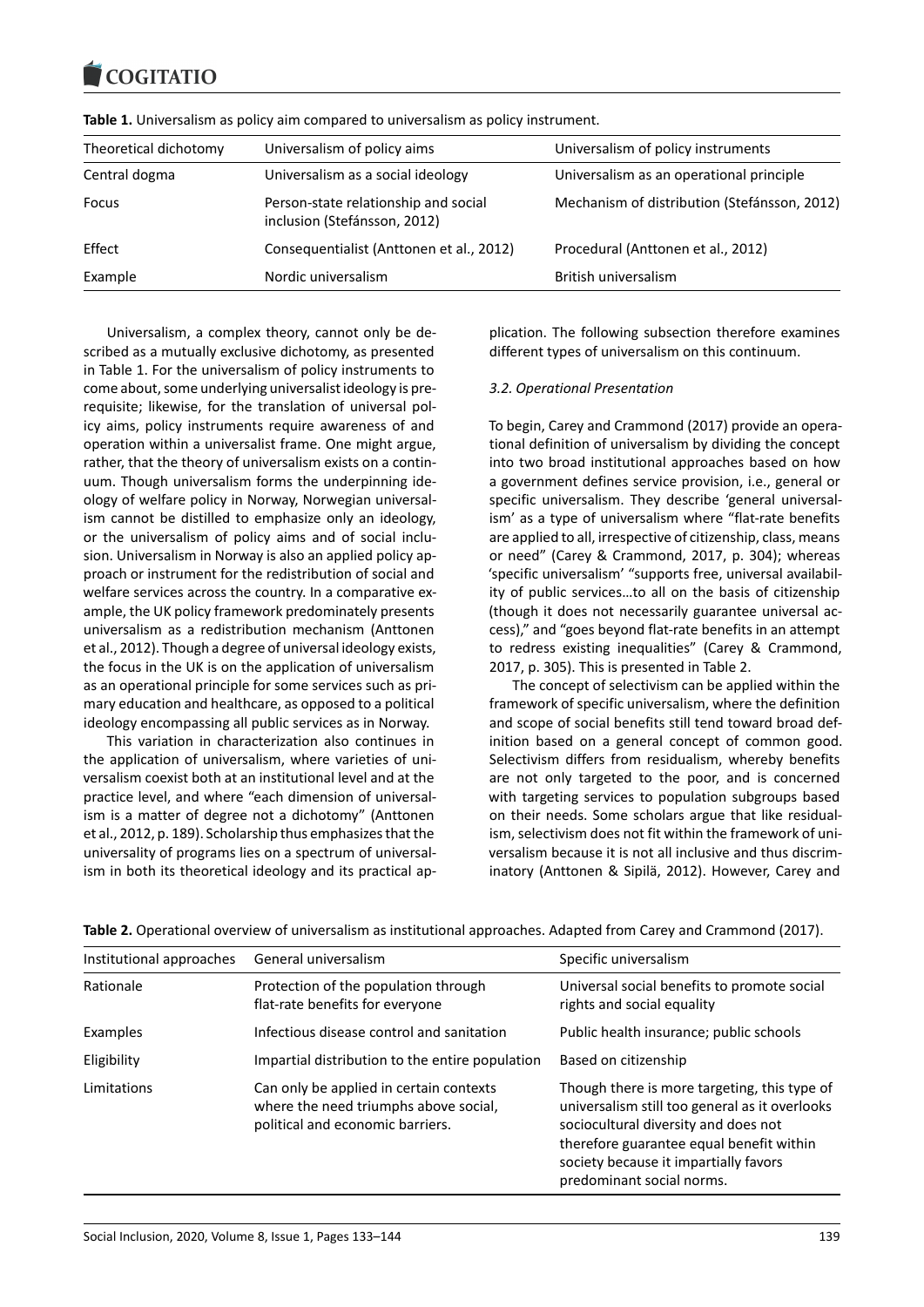**Table 1.** Universalism as policy aim compared to universalism as policy instrument.

| Theoretical dichotomy | Universalism of policy aims | Universalism of policy instruments |
|---|---|---|
| Central dogma | Universalism as a social ideology | Universalism as an operational principle |
| Focus | Person-state relationship and social inclusion (Stefánsson, 2012) | Mechanism of distribution (Stefánsson, 2012) |
| Effect | Consequentialist (Anttonen et al., 2012) | Procedural (Anttonen et al., 2012) |
| Example | Nordic universalism | British universalism |

Universalism, a complex theory, cannot only be described as a mutually exclusive dichotomy, as presented in Table 1. For the universalism of policy instruments to come about, some underlying universalist ideology is prerequisite; likewise, for the translation of universal policy aims, policy instruments require awareness of and operation within a universalist frame. One might argue, rather, that the theory of universalism exists on a continuum. Though universalism forms the underpinning ideology of welfare policy in Norway, Norwegian universalism cannot be distilled to emphasize only an ideology, or the universalism of policy aims and of social inclusion. Universalism in Norway is also an applied policy approach or instrument for the redistribution of social and welfare services across the country. In a comparative example, the UK policy framework predominately presents universalism as a redistribution mechanism (Anttonen et al., 2012). Though a degree of universal ideology exists, the focus in the UK is on the application of universalism as an operational principle for some services such as primary education and healthcare, as opposed to a political ideology encompassing all public services as in Norway.

This variation in characterization also continues in the application of universalism, where varieties of universalism coexist both at an institutional level and at the practice level, and where "each dimension of universalism is a matter of degree not a dichotomy" (Anttonen et al., 2012, p. 189). Scholarship thus emphasizes that the universality of programs lies on a spectrum of universalism in both its theoretical ideology and its practical application. The following subsection therefore examines different types of universalism on this continuum.

### *3.2. Operational Presentation*

To begin, Carey and Crammond (2017) provide an operational definition of universalism by dividing the concept into two broad institutional approaches based on how a government defines service provision, i.e., general or specific universalism. They describe 'general universalism' as a type of universalism where "flat-rate benefits are applied to all, irrespective of citizenship, class, means or need" (Carey & Crammond, 2017, p. 304); whereas 'specific universalism' "supports free, universal availability of public services…to all on the basis of citizenship (though it does not necessarily guarantee universal access)," and "goes beyond flat-rate benefits in an attempt to redress existing inequalities" (Carey & Crammond, 2017, p. 305). This is presented in Table 2.

The concept of selectivism can be applied within the framework of specific universalism, where the definition and scope of social benefits still tend toward broad definition based on a general concept of common good. Selectivism differs from residualism, whereby benefits are not only targeted to the poor, and is concerned with targeting services to population subgroups based on their needs. Some scholars argue that like residualism, selectivism does not fit within the framework of universalism because it is not all inclusive and thus discriminatory (Anttonen & Sipilä, 2012). However, Carey and

**Table 2.** Operational overview of universalism as institutional approaches. Adapted from Carey and Crammond (2017).

| Institutional approaches | General universalism | Specific universalism |
|---|---|---|
| Rationale | Protection of the population through flat-rate benefits for everyone | Universal social benefits to promote social rights and social equality |
| Examples | Infectious disease control and sanitation | Public health insurance; public schools |
| Eligibility | Impartial distribution to the entire population | Based on citizenship |
| Limitations | Can only be applied in certain contexts where the need triumphs above social, political and economic barriers. | Though there is more targeting, this type of universalism still too general as it overlooks sociocultural diversity and does not therefore guarantee equal benefit within society because it impartially favors predominant social norms. |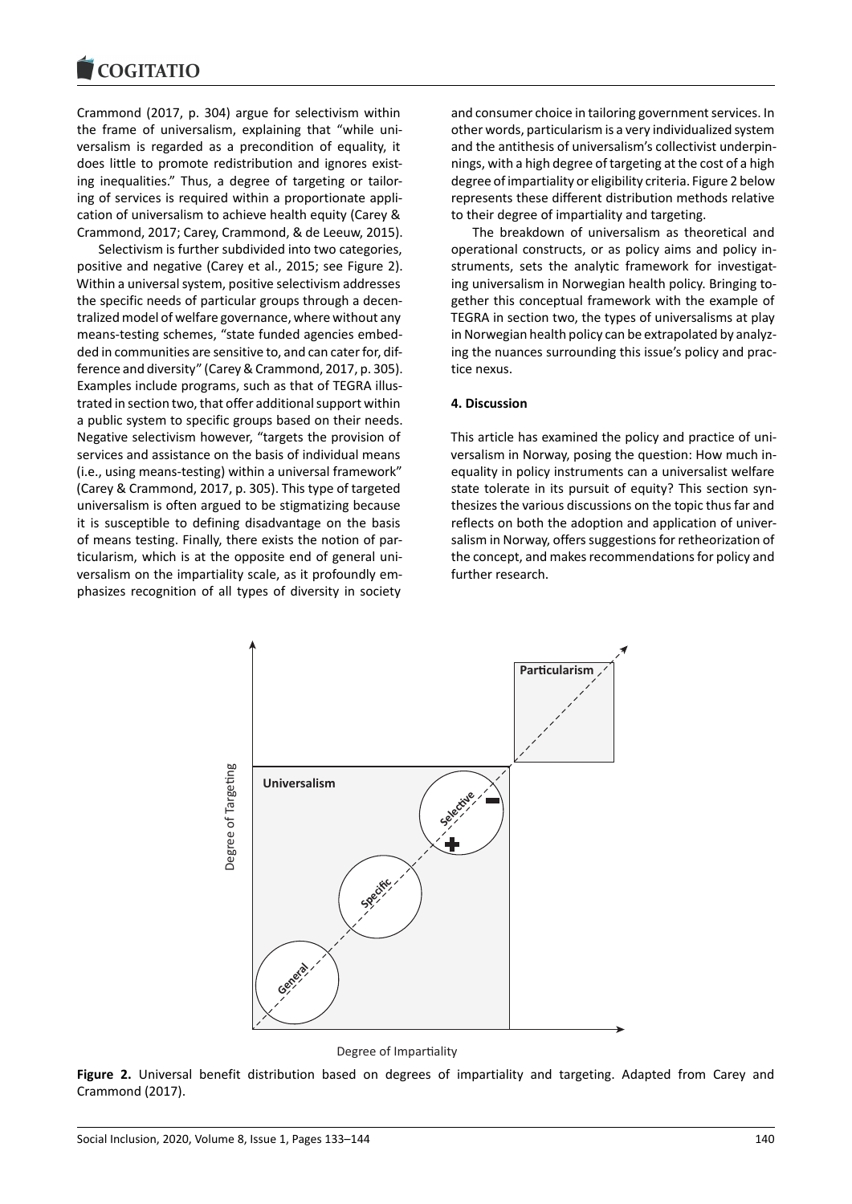Crammond (2017, p. 304) argue for selectivism within the frame of universalism, explaining that "while universalism is regarded as a precondition of equality, it does little to promote redistribution and ignores existing inequalities." Thus, a degree of targeting or tailoring of services is required within a proportionate application of universalism to achieve health equity (Carey & Crammond, 2017; Carey, Crammond, & de Leeuw, 2015).

Selectivism is further subdivided into two categories, positive and negative (Carey et al., 2015; see Figure 2). Within a universal system, positive selectivism addresses the specific needs of particular groups through a decentralized model of welfare governance, where without any means-testing schemes, "state funded agencies embedded in communities are sensitive to, and can cater for, difference and diversity" (Carey & Crammond, 2017, p. 305). Examples include programs, such as that of TEGRA illustrated in section two, that offer additional support within a public system to specific groups based on their needs. Negative selectivism however, "targets the provision of services and assistance on the basis of individual means (i.e., using means-testing) within a universal framework" (Carey & Crammond, 2017, p. 305). This type of targeted universalism is often argued to be stigmatizing because it is susceptible to defining disadvantage on the basis of means testing. Finally, there exists the notion of particularism, which is at the opposite end of general universalism on the impartiality scale, as it profoundly emphasizes recognition of all types of diversity in society and consumer choice in tailoring government services. In other words, particularism is a very individualized system and the antithesis of universalism's collectivist underpinnings, with a high degree of targeting at the cost of a high degree of impartiality or eligibility criteria. Figure 2 below represents these different distribution methods relative to their degree of impartiality and targeting.

The breakdown of universalism as theoretical and operational constructs, or as policy aims and policy instruments, sets the analytic framework for investigating universalism in Norwegian health policy. Bringing together this conceptual framework with the example of TEGRA in section two, the types of universalisms at play in Norwegian health policy can be extrapolated by analyzing the nuances surrounding this issue's policy and practice nexus.

## 4. Discussion

This article has examined the policy and practice of universalism in Norway, posing the question: How much inequality in policy instruments can a universalist welfare state tolerate in its pursuit of equity? This section synthesizes the various discussions on the topic thus far and reflects on both the adoption and application of universalism in Norway, offers suggestions for retheorization of the concept, and makes recommendations for policy and further research.

**Figure 2.** Universal benefit distribution based on degrees of impartiality and targeting. Adapted from Carey and Crammond (2017).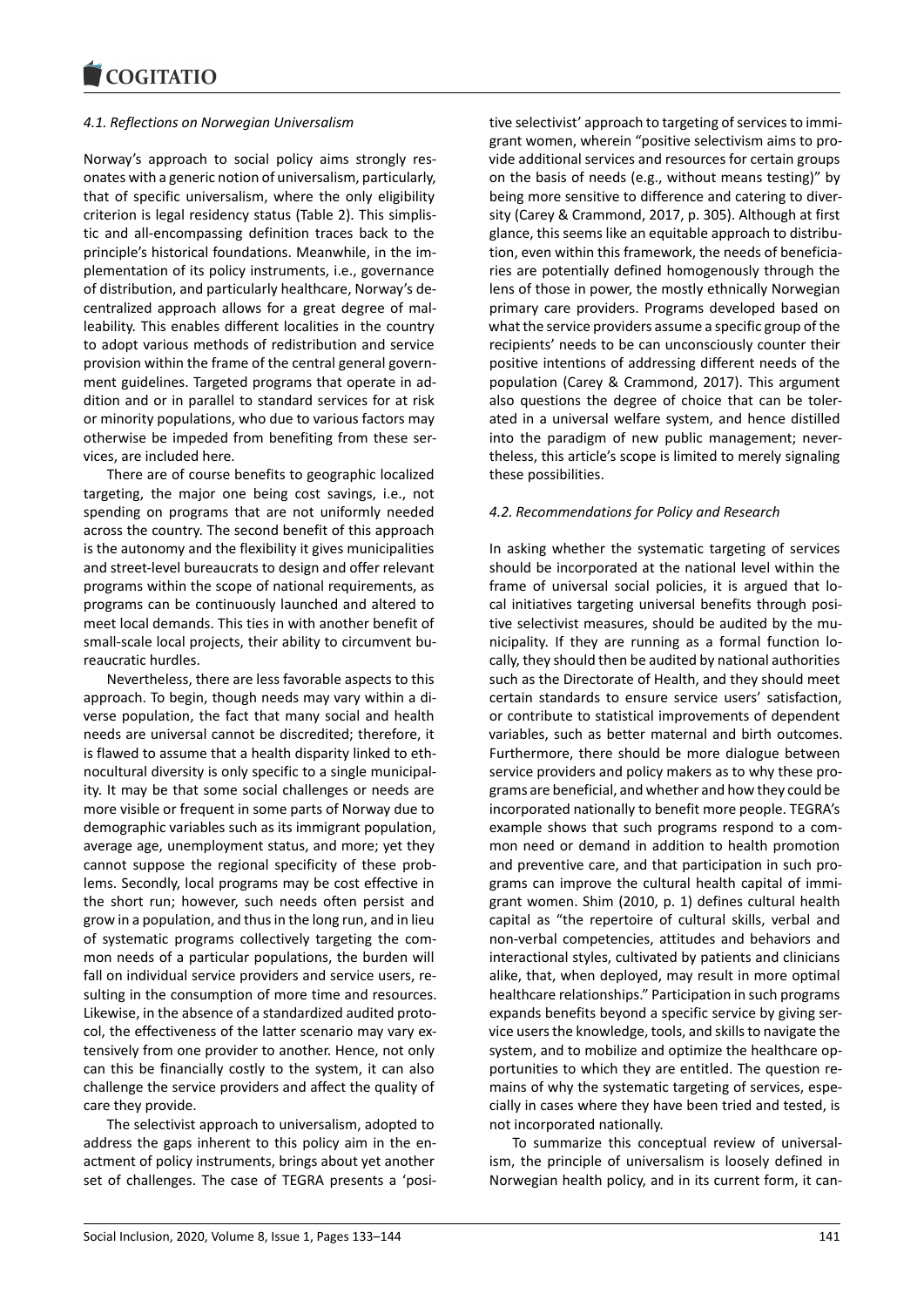### 4.1. Reflections on Norwegian Universalism

Norway's approach to social policy aims strongly resonates with a generic notion of universalism, particularly, that of specific universalism, where the only eligibility criterion is legal residency status (Table 2). This simplistic and all-encompassing definition traces back to the principle's historical foundations. Meanwhile, in the implementation of its policy instruments, i.e., governance of distribution, and particularly healthcare, Norway's decentralized approach allows for a great degree of malleability. This enables different localities in the country to adopt various methods of redistribution and service provision within the frame of the central general government guidelines. Targeted programs that operate in addition and or in parallel to standard services for at risk or minority populations, who due to various factors may otherwise be impeded from benefiting from these services, are included here.

There are of course benefits to geographic localized targeting, the major one being cost savings, i.e., not spending on programs that are not uniformly needed across the country. The second benefit of this approach is the autonomy and the flexibility it gives municipalities and street-level bureaucrats to design and offer relevant programs within the scope of national requirements, as programs can be continuously launched and altered to meet local demands. This ties in with another benefit of small-scale local projects, their ability to circumvent bureaucratic hurdles.

Nevertheless, there are less favorable aspects to this approach. To begin, though needs may vary within a diverse population, the fact that many social and health needs are universal cannot be discredited; therefore, it is flawed to assume that a health disparity linked to ethnocultural diversity is only specific to a single municipality. It may be that some social challenges or needs are more visible or frequent in some parts of Norway due to demographic variables such as its immigrant population, average age, unemployment status, and more; yet they cannot suppose the regional specificity of these problems. Secondly, local programs may be cost effective in the short run; however, such needs often persist and grow in a population, and thus in the long run, and in lieu of systematic programs collectively targeting the common needs of a particular populations, the burden will fall on individual service providers and service users, resulting in the consumption of more time and resources. Likewise, in the absence of a standardized audited protocol, the effectiveness of the latter scenario may vary extensively from one provider to another. Hence, not only can this be financially costly to the system, it can also challenge the service providers and affect the quality of care they provide.

The selectivist approach to universalism, adopted to address the gaps inherent to this policy aim in the enactment of policy instruments, brings about yet another set of challenges. The case of TEGRA presents a 'positive selectivist' approach to targeting of services to immigrant women, wherein "positive selectivism aims to provide additional services and resources for certain groups on the basis of needs (e.g., without means testing)" by being more sensitive to difference and catering to diversity (Carey & Crammond, 2017, p. 305). Although at first glance, this seems like an equitable approach to distribution, even within this framework, the needs of beneficiaries are potentially defined homogenously through the lens of those in power, the mostly ethnically Norwegian primary care providers. Programs developed based on what the service providers assume a specific group of the recipients' needs to be can unconsciously counter their positive intentions of addressing different needs of the population (Carey & Crammond, 2017). This argument also questions the degree of choice that can be tolerated in a universal welfare system, and hence distilled into the paradigm of new public management; nevertheless, this article's scope is limited to merely signaling these possibilities.

### 4.2. Recommendations for Policy and Research

In asking whether the systematic targeting of services should be incorporated at the national level within the frame of universal social policies, it is argued that local initiatives targeting universal benefits through positive selectivist measures, should be audited by the municipality. If they are running as a formal function locally, they should then be audited by national authorities such as the Directorate of Health, and they should meet certain standards to ensure service users' satisfaction, or contribute to statistical improvements of dependent variables, such as better maternal and birth outcomes. Furthermore, there should be more dialogue between service providers and policy makers as to why these programs are beneficial, and whether and how they could be incorporated nationally to benefit more people. TEGRA's example shows that such programs respond to a common need or demand in addition to health promotion and preventive care, and that participation in such programs can improve the cultural health capital of immigrant women. Shim (2010, p. 1) defines cultural health capital as "the repertoire of cultural skills, verbal and non-verbal competencies, attitudes and behaviors and interactional styles, cultivated by patients and clinicians alike, that, when deployed, may result in more optimal healthcare relationships." Participation in such programs expands benefits beyond a specific service by giving service users the knowledge, tools, and skills to navigate the system, and to mobilize and optimize the healthcare opportunities to which they are entitled. The question remains of why the systematic targeting of services, especially in cases where they have been tried and tested, is not incorporated nationally.

To summarize this conceptual review of universalism, the principle of universalism is loosely defined in Norwegian health policy, and in its current form, it can-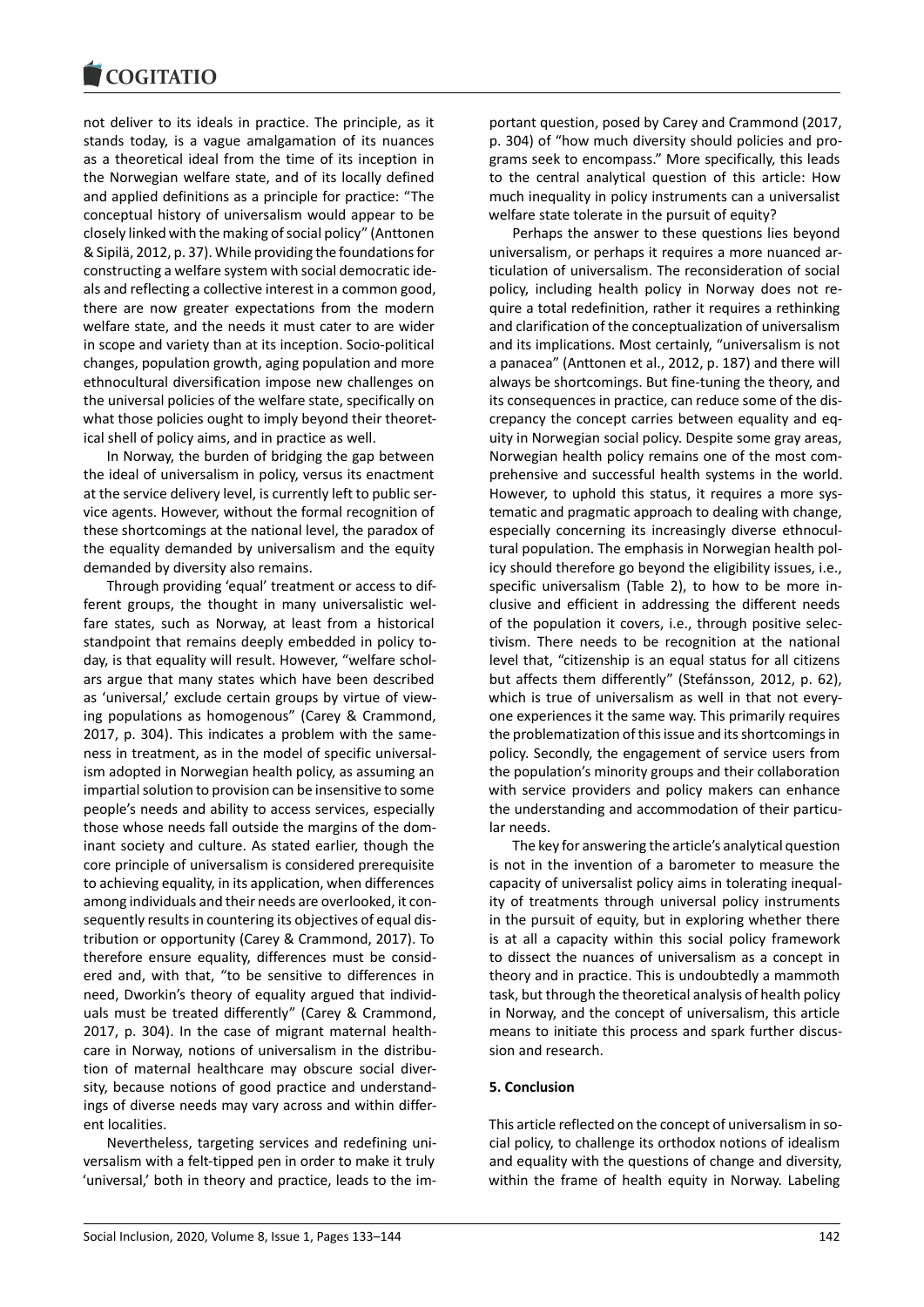not deliver to its ideals in practice. The principle, as it stands today, is a vague amalgamation of its nuances as a theoretical ideal from the time of its inception in the Norwegian welfare state, and of its locally defined and applied definitions as a principle for practice: "The conceptual history of universalism would appear to be closely linked with the making of social policy" (Anttonen & Sipilä, 2012, p. 37). While providing the foundations for constructing a welfare system with social democratic ideals and reflecting a collective interest in a common good, there are now greater expectations from the modern welfare state, and the needs it must cater to are wider in scope and variety than at its inception. Socio-political changes, population growth, aging population and more ethnocultural diversification impose new challenges on the universal policies of the welfare state, specifically on what those policies ought to imply beyond their theoretical shell of policy aims, and in practice as well.

In Norway, the burden of bridging the gap between the ideal of universalism in policy, versus its enactment at the service delivery level, is currently left to public service agents. However, without the formal recognition of these shortcomings at the national level, the paradox of the equality demanded by universalism and the equity demanded by diversity also remains.

Through providing 'equal' treatment or access to different groups, the thought in many universalistic welfare states, such as Norway, at least from a historical standpoint that remains deeply embedded in policy today, is that equality will result. However, "welfare scholars argue that many states which have been described as 'universal,' exclude certain groups by virtue of viewing populations as homogenous" (Carey & Crammond, 2017, p. 304). This indicates a problem with the sameness in treatment, as in the model of specific universalism adopted in Norwegian health policy, as assuming an impartial solution to provision can be insensitive to some people's needs and ability to access services, especially those whose needs fall outside the margins of the dominant society and culture. As stated earlier, though the core principle of universalism is considered prerequisite to achieving equality, in its application, when differences among individuals and their needs are overlooked, it consequently results in countering its objectives of equal distribution or opportunity (Carey & Crammond, 2017). To therefore ensure equality, differences must be considered and, with that, "to be sensitive to differences in need, Dworkin's theory of equality argued that individuals must be treated differently" (Carey & Crammond, 2017, p. 304). In the case of migrant maternal healthcare in Norway, notions of universalism in the distribution of maternal healthcare may obscure social diversity, because notions of good practice and understandings of diverse needs may vary across and within different localities.

Nevertheless, targeting services and redefining universalism with a felt-tipped pen in order to make it truly 'universal,' both in theory and practice, leads to the important question, posed by Carey and Crammond (2017, p. 304) of "how much diversity should policies and programs seek to encompass." More specifically, this leads to the central analytical question of this article: How much inequality in policy instruments can a universalist welfare state tolerate in the pursuit of equity?

Perhaps the answer to these questions lies beyond universalism, or perhaps it requires a more nuanced articulation of universalism. The reconsideration of social policy, including health policy in Norway does not require a total redefinition, rather it requires a rethinking and clarification of the conceptualization of universalism and its implications. Most certainly, "universalism is not a panacea" (Anttonen et al., 2012, p. 187) and there will always be shortcomings. But fine-tuning the theory, and its consequences in practice, can reduce some of the discrepancy the concept carries between equality and equity in Norwegian social policy. Despite some gray areas, Norwegian health policy remains one of the most comprehensive and successful health systems in the world. However, to uphold this status, it requires a more systematic and pragmatic approach to dealing with change, especially concerning its increasingly diverse ethnocultural population. The emphasis in Norwegian health policy should therefore go beyond the eligibility issues, i.e., specific universalism (Table 2), to how to be more inclusive and efficient in addressing the different needs of the population it covers, i.e., through positive selectivism. There needs to be recognition at the national level that, "citizenship is an equal status for all citizens but affects them differently" (Stefánsson, 2012, p. 62), which is true of universalism as well in that not everyone experiences it the same way. This primarily requires the problematization of this issue and its shortcomings in policy. Secondly, the engagement of service users from the population's minority groups and their collaboration with service providers and policy makers can enhance the understanding and accommodation of their particular needs.

The key for answering the article's analytical question is not in the invention of a barometer to measure the capacity of universalist policy aims in tolerating inequality of treatments through universal policy instruments in the pursuit of equity, but in exploring whether there is at all a capacity within this social policy framework to dissect the nuances of universalism as a concept in theory and in practice. This is undoubtedly a mammoth task, but through the theoretical analysis of health policy in Norway, and the concept of universalism, this article means to initiate this process and spark further discussion and research.

## 5. Conclusion

This article reflected on the concept of universalism in social policy, to challenge its orthodox notions of idealism and equality with the questions of change and diversity, within the frame of health equity in Norway. Labeling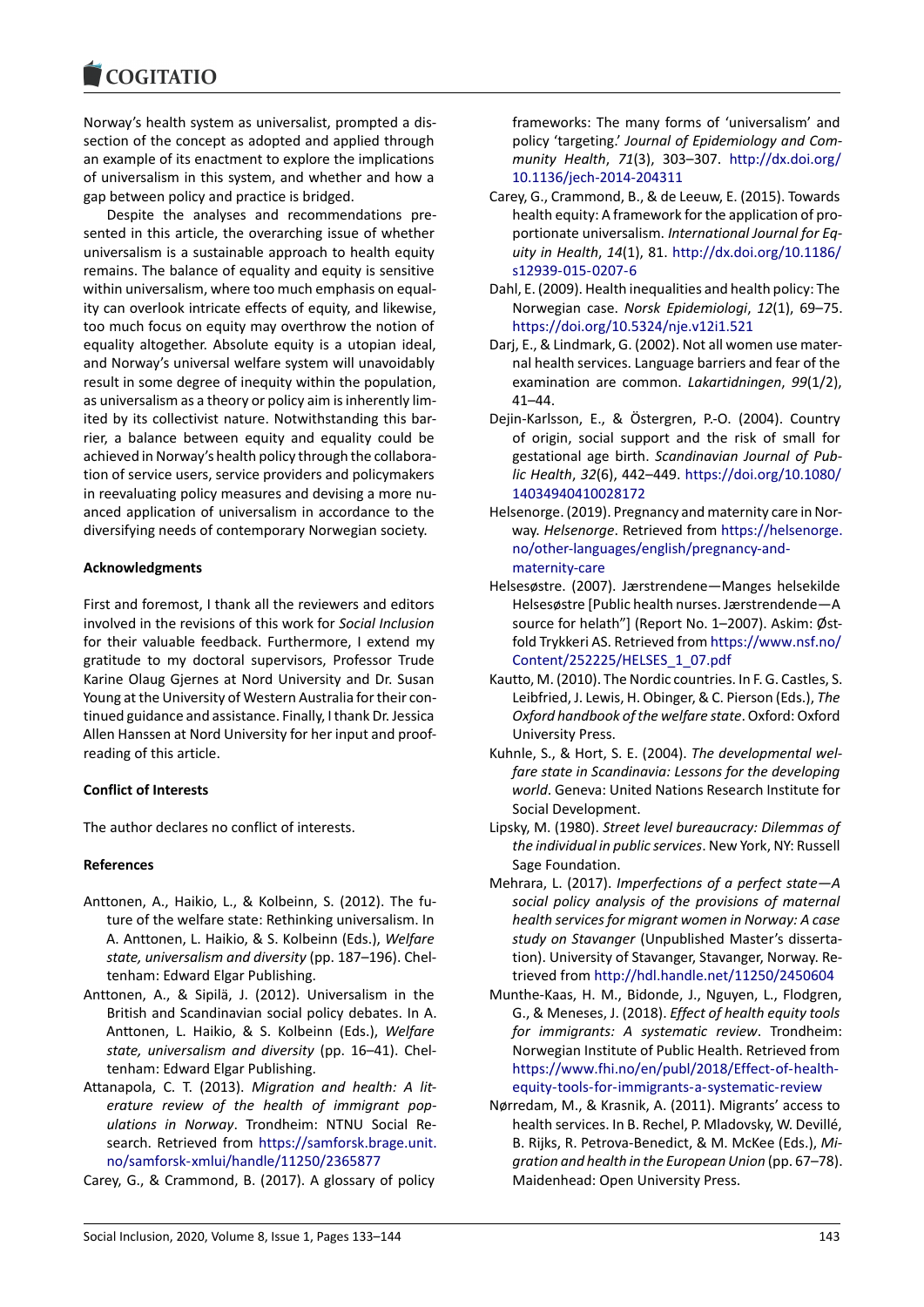Norway's health system as universalist, prompted a dissection of the concept as adopted and applied through an example of its enactment to explore the implications of universalism in this system, and whether and how a gap between policy and practice is bridged.

Despite the analyses and recommendations presented in this article, the overarching issue of whether universalism is a sustainable approach to health equity remains. The balance of equality and equity is sensitive within universalism, where too much emphasis on equality can overlook intricate effects of equity, and likewise, too much focus on equity may overthrow the notion of equality altogether. Absolute equity is a utopian ideal, and Norway's universal welfare system will unavoidably result in some degree of inequity within the population, as universalism as a theory or policy aim is inherently limited by its collectivist nature. Notwithstanding this barrier, a balance between equity and equality could be achieved in Norway's health policy through the collaboration of service users, service providers and policymakers in reevaluating policy measures and devising a more nuanced application of universalism in accordance to the diversifying needs of contemporary Norwegian society.

### Acknowledgments

First and foremost, I thank all the reviewers and editors involved in the revisions of this work for *Social Inclusion* for their valuable feedback. Furthermore, I extend my gratitude to my doctoral supervisors, Professor Trude Karine Olaug Gjernes at Nord University and Dr. Susan Young at the University of Western Australia for their continued guidance and assistance. Finally, I thank Dr. Jessica Allen Hanssen at Nord University for her input and proofreading of this article.

### Conflict of Interests

The author declares no conflict of interests.

### References

Anttonen, A., Haikio, L., & Kolbeinn, S. (2012). The future of the welfare state: Rethinking universalism. In A. Anttonen, L. Haikio, & S. Kolbeinn (Eds.), *Welfare state, universalism and diversity* (pp. 187–196). Cheltenham: Edward Elgar Publishing.

Anttonen, A., & Sipilä, J. (2012). Universalism in the British and Scandinavian social policy debates. In A. Anttonen, L. Haikio, & S. Kolbeinn (Eds.), *Welfare state, universalism and diversity* (pp. 16–41). Cheltenham: Edward Elgar Publishing.

Attanapola, C. T. (2013). *Migration and health: A literature review of the health of immigrant populations in Norway*. Trondheim: NTNU Social Research. Retrieved from https://samforsk.brage.unit.no/samforsk-xmlui/handle/11250/2365877

Carey, G., & Crammond, B. (2017). A glossary of policy frameworks: The many forms of 'universalism' and policy 'targeting.' *Journal of Epidemiology and Community Health*, *71*(3), 303–307. http://dx.doi.org/10.1136/jech-2014-204311

Carey, G., Crammond, B., & de Leeuw, E. (2015). Towards health equity: A framework for the application of proportionate universalism. *International Journal for Equity in Health*, *14*(1), 81. http://dx.doi.org/10.1186/s12939-015-0207-6

Dahl, E. (2009). Health inequalities and health policy: The Norwegian case. *Norsk Epidemiologi*, *12*(1), 69–75. https://doi.org/10.5324/nje.v12i1.521

Darj, E., & Lindmark, G. (2002). Not all women use maternal health services. Language barriers and fear of the examination are common. *Lakartidningen*, *99*(1/2), 41–44.

Dejin-Karlsson, E., & Östergren, P.-O. (2004). Country of origin, social support and the risk of small for gestational age birth. *Scandinavian Journal of Public Health*, *32*(6), 442–449. https://doi.org/10.1080/14034940410028172

Helsenorge. (2019). Pregnancy and maternity care in Norway. *Helsenorge*. Retrieved from https://helsenorge.no/other-languages/english/pregnancy-and-maternity-care

Helsesøstre. (2007). Jærstrendene—Manges helsekilde Helsesøstre [Public health nurses. Jærstrendende—A source for helath"] (Report No. 1–2007). Askim: Østfold Trykkeri AS. Retrieved from https://www.nsf.no/Content/252225/HELSES_1_07.pdf

Kautto, M. (2010). The Nordic countries. In F. G. Castles, S. Leibfried, J. Lewis, H. Obinger, & C. Pierson (Eds.), *The Oxford handbook of the welfare state*. Oxford: Oxford University Press.

Kuhnle, S., & Hort, S. E. (2004). *The developmental welfare state in Scandinavia: Lessons for the developing world*. Geneva: United Nations Research Institute for Social Development.

Lipsky, M. (1980). *Street level bureaucracy: Dilemmas of the individual in public services*. New York, NY: Russell Sage Foundation.

Mehrara, L. (2017). *Imperfections of a perfect state—A social policy analysis of the provisions of maternal health services for migrant women in Norway: A case study on Stavanger* (Unpublished Master's dissertation). University of Stavanger, Stavanger, Norway. Retrieved from http://hdl.handle.net/11250/2450604

Munthe-Kaas, H. M., Bidonde, J., Nguyen, L., Flodgren, G., & Meneses, J. (2018). *Effect of health equity tools for immigrants: A systematic review*. Trondheim: Norwegian Institute of Public Health. Retrieved from https://www.fhi.no/en/publ/2018/Effect-of-health-equity-tools-for-immigrants-a-systematic-review

Nørredam, M., & Krasnik, A. (2011). Migrants' access to health services. In B. Rechel, P. Mladovsky, W. Devillé, B. Rijks, R. Petrova-Benedict, & M. McKee (Eds.), *Migration and health in the European Union* (pp. 67–78). Maidenhead: Open University Press.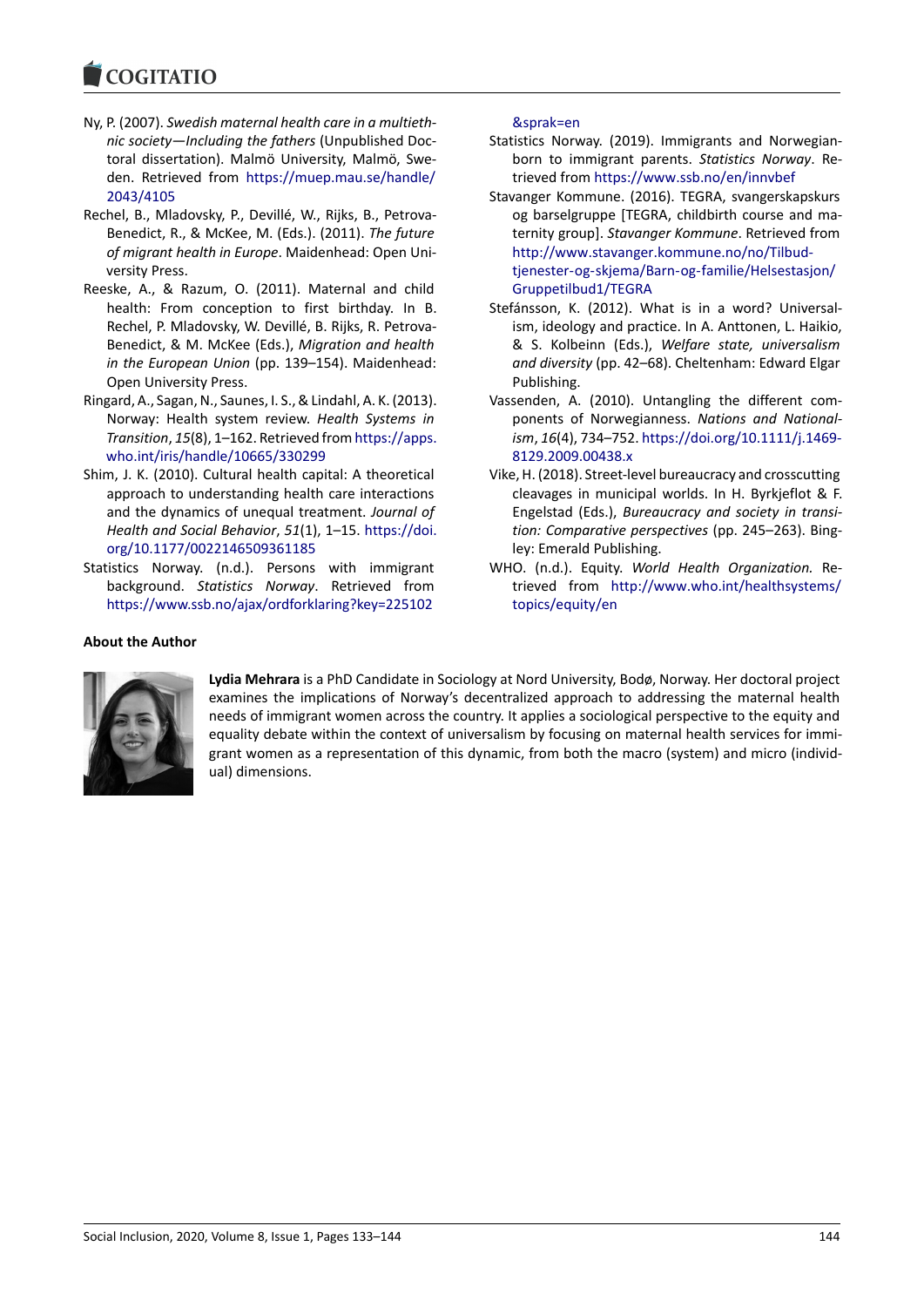Ny, P. (2007). *Swedish maternal health care in a multiethnic society—Including the fathers* (Unpublished Doctoral dissertation). Malmö University, Malmö, Sweden. Retrieved from https://muep.mau.se/handle/2043/4105

Rechel, B., Mladovsky, P., Devillé, W., Rijks, B., Petrova-Benedict, R., & McKee, M. (Eds.). (2011). *The future of migrant health in Europe*. Maidenhead: Open University Press.

Reeske, A., & Razum, O. (2011). Maternal and child health: From conception to first birthday. In B. Rechel, P. Mladovsky, W. Devillé, B. Rijks, R. Petrova-Benedict, & M. McKee (Eds.), *Migration and health in the European Union* (pp. 139–154). Maidenhead: Open University Press.

Ringard, A., Sagan, N., Saunes, I. S., & Lindahl, A. K. (2013). Norway: Health system review. *Health Systems in Transition*, *15*(8), 1–162. Retrieved from https://apps.who.int/iris/handle/10665/330299

Shim, J. K. (2010). Cultural health capital: A theoretical approach to understanding health care interactions and the dynamics of unequal treatment. *Journal of Health and Social Behavior*, *51*(1), 1–15. https://doi.org/10.1177/0022146509361185

Statistics Norway. (n.d.). Persons with immigrant background. *Statistics Norway*. Retrieved from https://www.ssb.no/ajax/ordforklaring?key=225102&sprak=en

Statistics Norway. (2019). Immigrants and Norwegian-born to immigrant parents. *Statistics Norway*. Retrieved from https://www.ssb.no/en/innvbef

Stavanger Kommune. (2016). TEGRA, svangerskapskurs og barselgruppe [TEGRA, childbirth course and maternity group]. *Stavanger Kommune*. Retrieved from http://www.stavanger.kommune.no/no/Tilbud-tjenester-og-skjema/Barn-og-familie/Helsestasjon/Gruppetilbud1/TEGRA

Stefánsson, K. (2012). What is in a word? Universalism, ideology and practice. In A. Anttonen, L. Haikio, & S. Kolbeinn (Eds.), *Welfare state, universalism and diversity* (pp. 42–68). Cheltenham: Edward Elgar Publishing.

Vassenden, A. (2010). Untangling the different components of Norwegianness. *Nations and Nationalism*, *16*(4), 734–752. https://doi.org/10.1111/j.1469-8129.2009.00438.x

Vike, H. (2018). Street-level bureaucracy and crosscutting cleavages in municipal worlds. In H. Byrkjeflot & F. Engelstad (Eds.), *Bureaucracy and society in transition: Comparative perspectives* (pp. 245–263). Bingley: Emerald Publishing.

WHO. (n.d.). Equity. *World Health Organization*. Retrieved from http://www.who.int/healthsystems/topics/equity/en

### About the Author

**Lydia Mehrara** is a PhD Candidate in Sociology at Nord University, Bodø, Norway. Her doctoral project examines the implications of Norway's decentralized approach to addressing the maternal health needs of immigrant women across the country. It applies a sociological perspective to the equity and equality debate within the context of universalism by focusing on maternal health services for immigrant women as a representation of this dynamic, from both the macro (system) and micro (individual) dimensions.